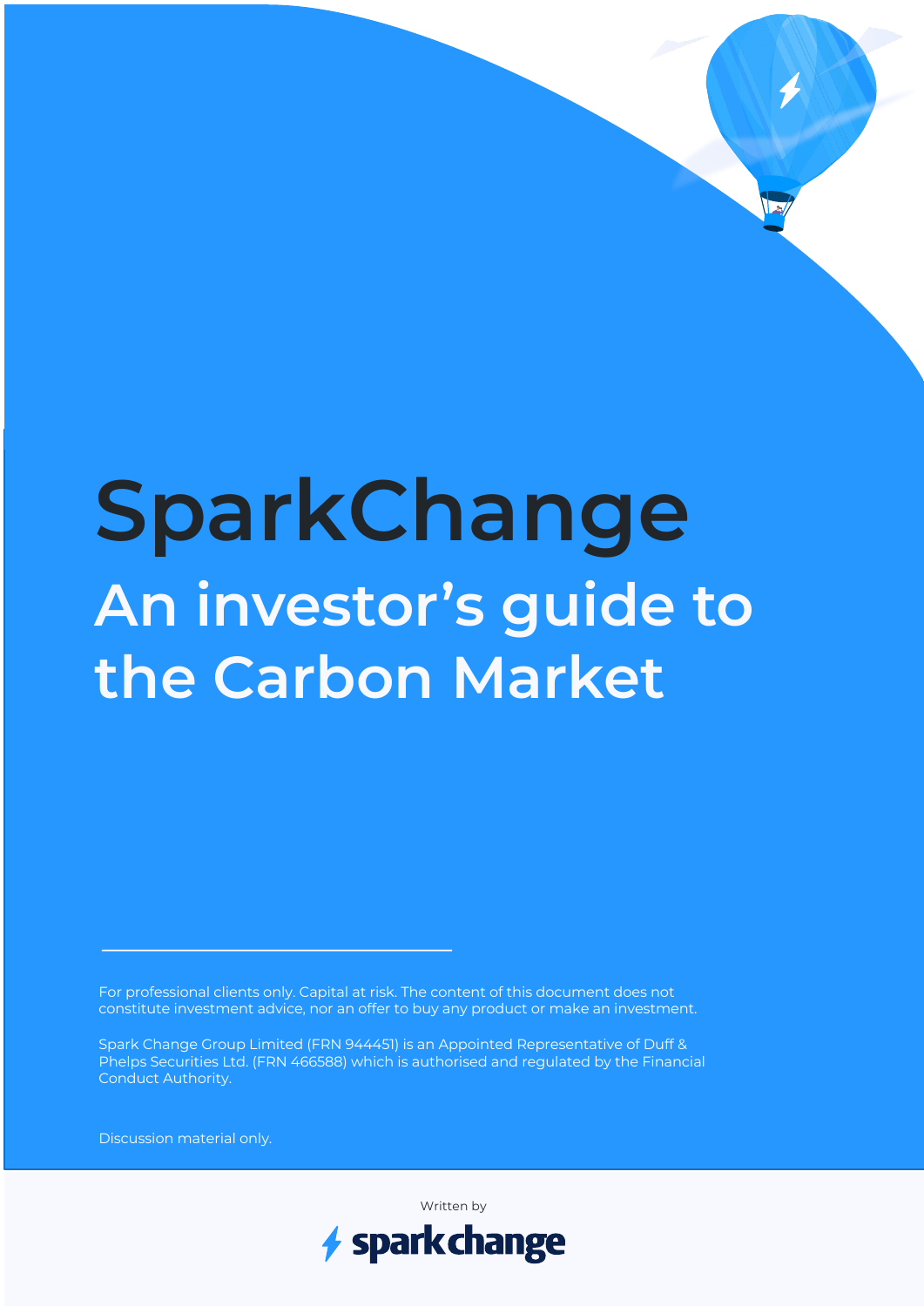# SparkChange

## An investor's guide to the Carbon Market

For professional clients only. Capital at risk. The content of this document does not constitute investment advice, nor an offer to buy any product or make an investment.

Spark Change Group Limited (FRN 944451) is an Appointed Representative of Duff & Phelps Securities Ltd. (FRN 466588) which is authorised and regulated by the Financial Conduct Authority.

Discussion material only.

Written by

sparkchange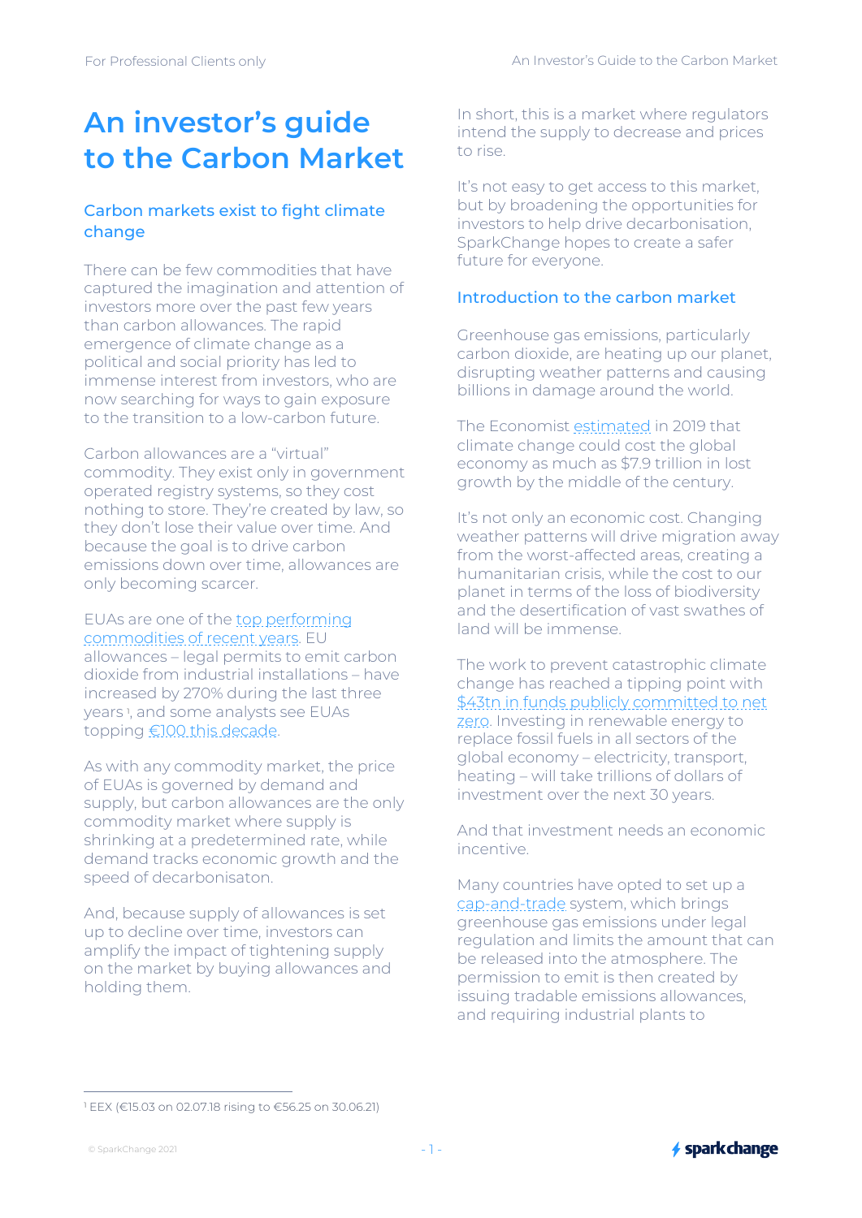# An investor's guide to the Carbon Market

## Carbon markets exist to fight climate change

There can be few commodities that have captured the imagination and attention of investors more over the past few years than carbon allowances. The rapid emergence of climate change as a political and social priority has led to immense interest from investors, who are now searching for ways to gain exposure to the transition to a low-carbon future.

Carbon allowances are a "virtual" commodity. They exist only in government operated registry systems, so they cost nothing to store. They're created by law, so they don't lose their value over time. And because the goal is to drive carbon emissions down over time, allowances are only becoming scarcer.

EUAs are one of the top performing commodities of recent years. EU allowances – legal permits to emit carbon dioxide from industrial installations – have increased by 270% during the last three years [1], and some analysts see EUAs topping €100 this decade.

As with any commodity market, the price of EUAs is governed by demand and supply, but carbon allowances are the only commodity market where supply is shrinking at a predetermined rate, while demand tracks economic growth and the speed of decarbonisaton.

And, because supply of allowances is set up to decline over time, investors can amplify the impact of tightening supply on the market by buying allowances and holding them.

In short, this is a market where regulators intend the supply to decrease and prices to rise.

It's not easy to get access to this market, but by broadening the opportunities for investors to help drive decarbonisation, SparkChange hopes to create a safer future for everyone.

## Introduction to the carbon market

Greenhouse gas emissions, particularly carbon dioxide, are heating up our planet, disrupting weather patterns and causing billions in damage around the world.

The Economist estimated in 2019 that climate change could cost the global economy as much as $7.9 trillion in lost growth by the middle of the century.

It's not only an economic cost. Changing weather patterns will drive migration away from the worst-affected areas, creating a humanitarian crisis, while the cost to our planet in terms of the loss of biodiversity and the desertification of vast swathes of land will be immense.

The work to prevent catastrophic climate change has reached a tipping point with $43tn in funds publicly committed to net zero. Investing in renewable energy to replace fossil fuels in all sectors of the global economy – electricity, transport, heating – will take trillions of dollars of investment over the next 30 years.

And that investment needs an economic incentive.

Many countries have opted to set up a cap-and-trade system, which brings greenhouse gas emissions under legal regulation and limits the amount that can be released into the atmosphere. The permission to emit is then created by issuing tradable emissions allowances, and requiring industrial plants to

[1] EEX (€15.03 on 02.07.18 rising to €56.25 on 30.06.21)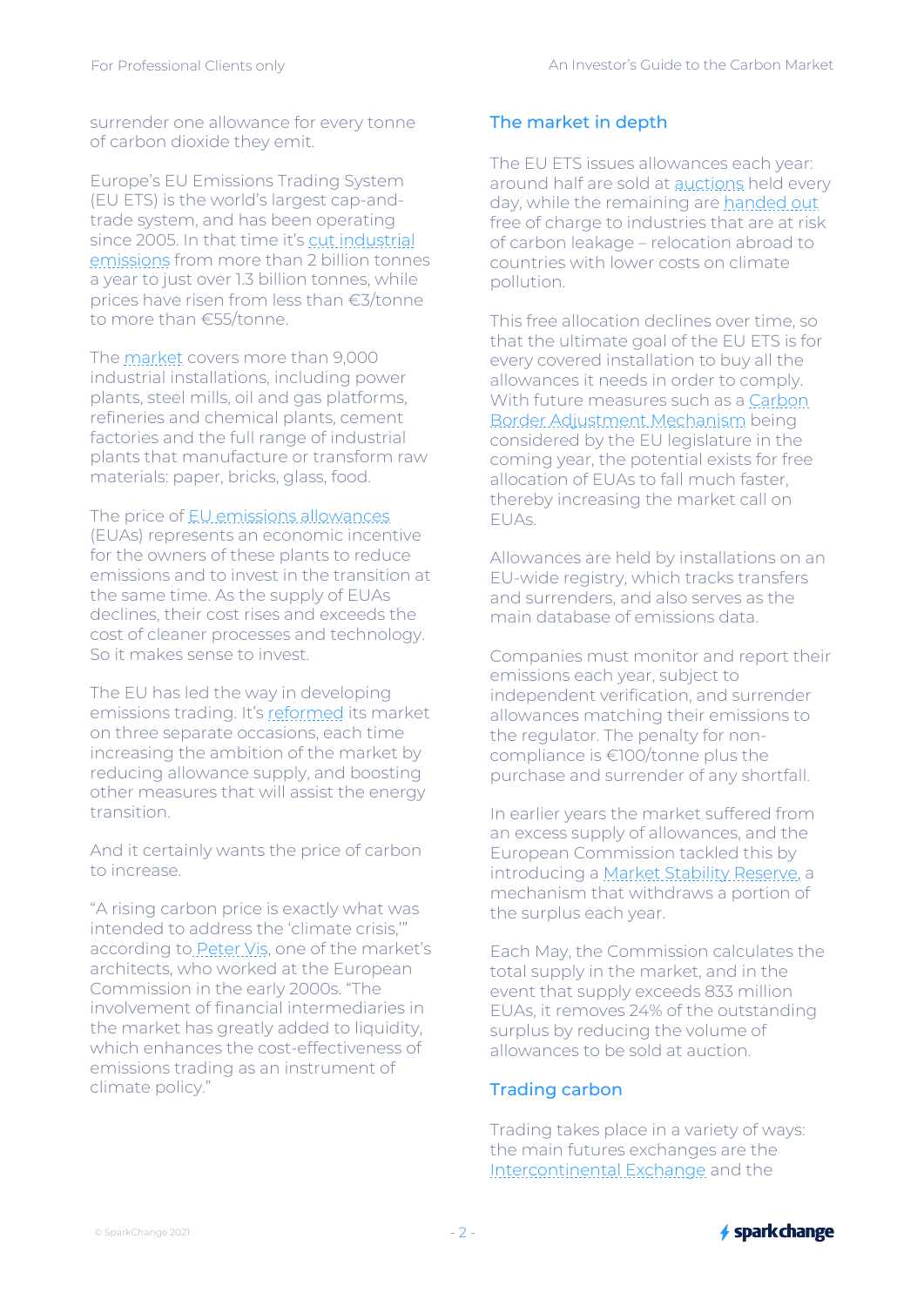surrender one allowance for every tonne of carbon dioxide they emit.

Europe's EU Emissions Trading System (EU ETS) is the world's largest cap-and-trade system, and has been operating since 2005. In that time it's cut industrial emissions from more than 2 billion tonnes a year to just over 1.3 billion tonnes, while prices have risen from less than €3/tonne to more than €55/tonne.

The market covers more than 9,000 industrial installations, including power plants, steel mills, oil and gas platforms, refineries and chemical plants, cement factories and the full range of industrial plants that manufacture or transform raw materials: paper, bricks, glass, food.

The price of EU emissions allowances (EUAs) represents an economic incentive for the owners of these plants to reduce emissions and to invest in the transition at the same time. As the supply of EUAs declines, their cost rises and exceeds the cost of cleaner processes and technology. So it makes sense to invest.

The EU has led the way in developing emissions trading. It's reformed its market on three separate occasions, each time increasing the ambition of the market by reducing allowance supply, and boosting other measures that will assist the energy transition.

And it certainly wants the price of carbon to increase.

"A rising carbon price is exactly what was intended to address the 'climate crisis,'" according to Peter Vis, one of the market's architects, who worked at the European Commission in the early 2000s. "The involvement of financial intermediaries in the market has greatly added to liquidity, which enhances the cost-effectiveness of emissions trading as an instrument of climate policy."

## The market in depth

The EU ETS issues allowances each year: around half are sold at auctions held every day, while the remaining are handed out free of charge to industries that are at risk of carbon leakage – relocation abroad to countries with lower costs on climate pollution.

This free allocation declines over time, so that the ultimate goal of the EU ETS is for every covered installation to buy all the allowances it needs in order to comply. With future measures such as a Carbon Border Adjustment Mechanism being considered by the EU legislature in the coming year, the potential exists for free allocation of EUAs to fall much faster, thereby increasing the market call on EUAs.

Allowances are held by installations on an EU-wide registry, which tracks transfers and surrenders, and also serves as the main database of emissions data.

Companies must monitor and report their emissions each year, subject to independent verification, and surrender allowances matching their emissions to the regulator. The penalty for non-compliance is €100/tonne plus the purchase and surrender of any shortfall.

In earlier years the market suffered from an excess supply of allowances, and the European Commission tackled this by introducing a Market Stability Reserve, a mechanism that withdraws a portion of the surplus each year.

Each May, the Commission calculates the total supply in the market, and in the event that supply exceeds 833 million EUAs, it removes 24% of the outstanding surplus by reducing the volume of allowances to be sold at auction.

## Trading carbon

Trading takes place in a variety of ways: the main futures exchanges are the Intercontinental Exchange and the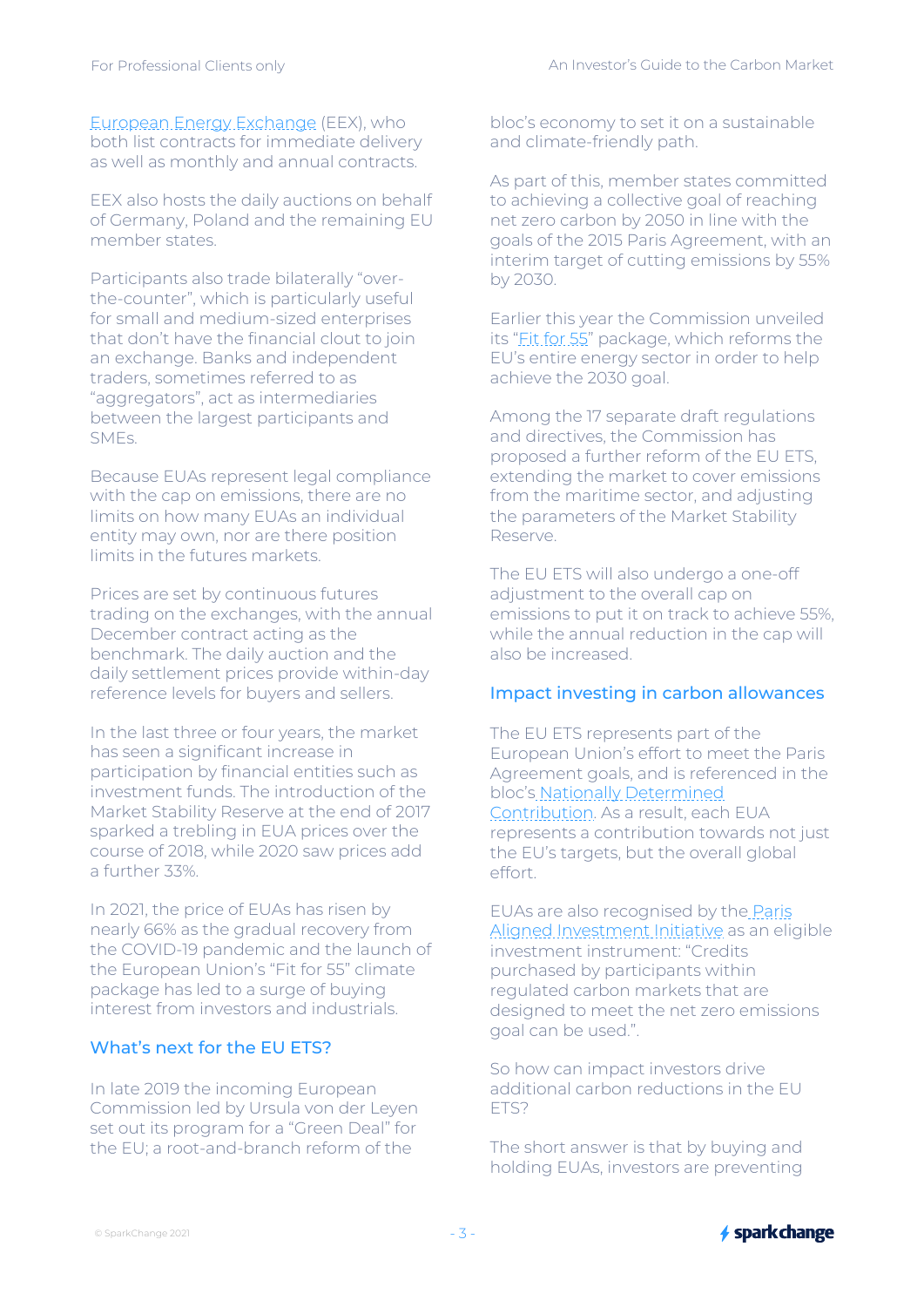European Energy Exchange (EEX), who both list contracts for immediate delivery as well as monthly and annual contracts.

EEX also hosts the daily auctions on behalf of Germany, Poland and the remaining EU member states.

Participants also trade bilaterally "over-the-counter", which is particularly useful for small and medium-sized enterprises that don't have the financial clout to join an exchange. Banks and independent traders, sometimes referred to as "aggregators", act as intermediaries between the largest participants and SMEs.

Because EUAs represent legal compliance with the cap on emissions, there are no limits on how many EUAs an individual entity may own, nor are there position limits in the futures markets.

Prices are set by continuous futures trading on the exchanges, with the annual December contract acting as the benchmark. The daily auction and the daily settlement prices provide within-day reference levels for buyers and sellers.

In the last three or four years, the market has seen a significant increase in participation by financial entities such as investment funds. The introduction of the Market Stability Reserve at the end of 2017 sparked a trebling in EUA prices over the course of 2018, while 2020 saw prices add a further 33%.

In 2021, the price of EUAs has risen by nearly 66% as the gradual recovery from the COVID-19 pandemic and the launch of the European Union's "Fit for 55" climate package has led to a surge of buying interest from investors and industrials.

## What's next for the EU ETS?

In late 2019 the incoming European Commission led by Ursula von der Leyen set out its program for a "Green Deal" for the EU; a root-and-branch reform of the bloc's economy to set it on a sustainable and climate-friendly path.

As part of this, member states committed to achieving a collective goal of reaching net zero carbon by 2050 in line with the goals of the 2015 Paris Agreement, with an interim target of cutting emissions by 55% by 2030.

Earlier this year the Commission unveiled its "Fit for 55" package, which reforms the EU's entire energy sector in order to help achieve the 2030 goal.

Among the 17 separate draft regulations and directives, the Commission has proposed a further reform of the EU ETS, extending the market to cover emissions from the maritime sector, and adjusting the parameters of the Market Stability Reserve.

The EU ETS will also undergo a one-off adjustment to the overall cap on emissions to put it on track to achieve 55%, while the annual reduction in the cap will also be increased.

## Impact investing in carbon allowances

The EU ETS represents part of the European Union's effort to meet the Paris Agreement goals, and is referenced in the bloc's Nationally Determined Contribution. As a result, each EUA represents a contribution towards not just the EU's targets, but the overall global effort.

EUAs are also recognised by the Paris Aligned Investment Initiative as an eligible investment instrument: "Credits purchased by participants within regulated carbon markets that are designed to meet the net zero emissions goal can be used.".

So how can impact investors drive additional carbon reductions in the EU ETS?

The short answer is that by buying and holding EUAs, investors are preventing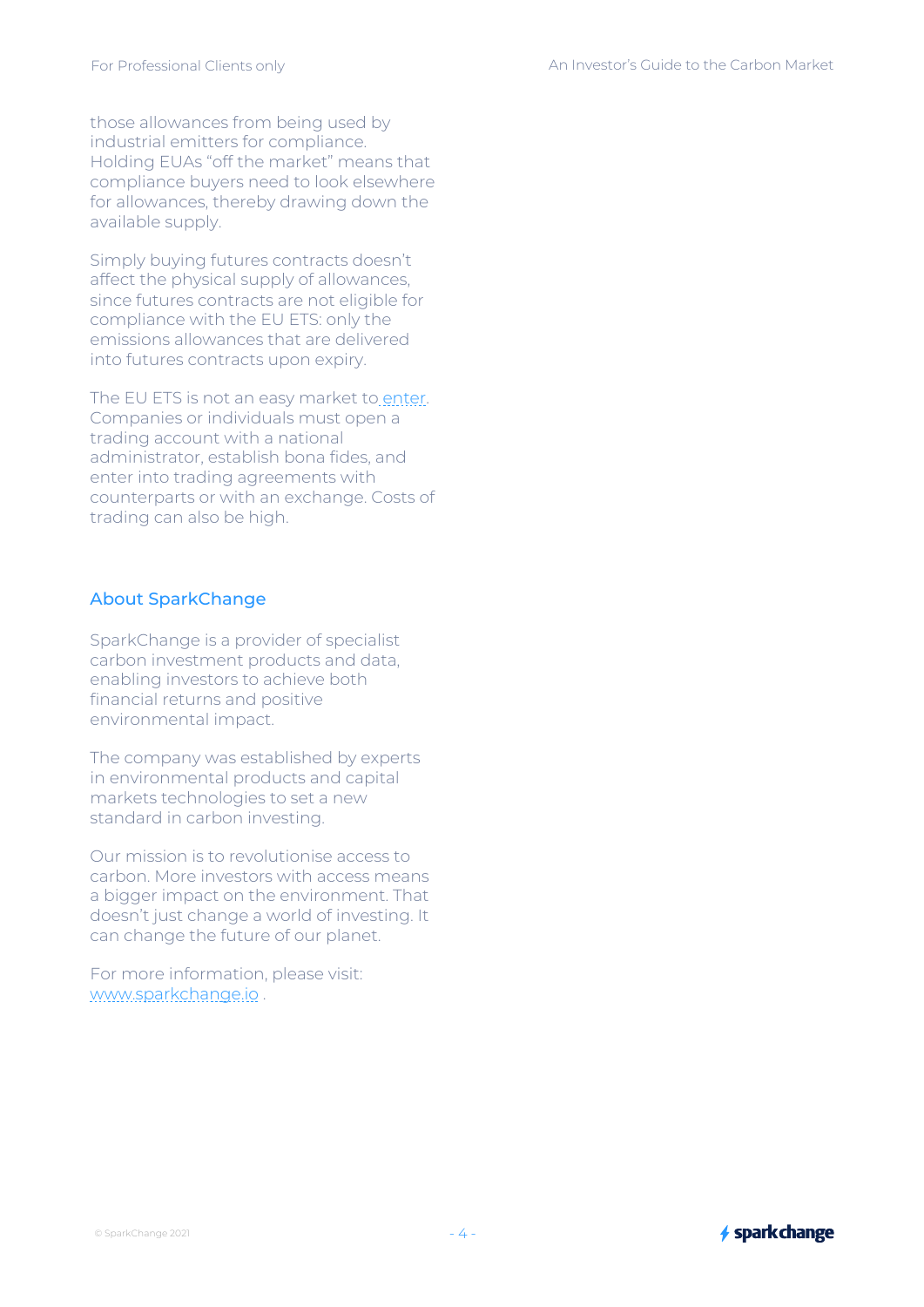those allowances from being used by industrial emitters for compliance. Holding EUAs "off the market" means that compliance buyers need to look elsewhere for allowances, thereby drawing down the available supply.

Simply buying futures contracts doesn't affect the physical supply of allowances, since futures contracts are not eligible for compliance with the EU ETS: only the emissions allowances that are delivered into futures contracts upon expiry.

The EU ETS is not an easy market to enter. Companies or individuals must open a trading account with a national administrator, establish bona fides, and enter into trading agreements with counterparts or with an exchange. Costs of trading can also be high.

## About SparkChange

SparkChange is a provider of specialist carbon investment products and data, enabling investors to achieve both financial returns and positive environmental impact.

The company was established by experts in environmental products and capital markets technologies to set a new standard in carbon investing.

Our mission is to revolutionise access to carbon. More investors with access means a bigger impact on the environment. That doesn't just change a world of investing. It can change the future of our planet.

For more information, please visit: www.sparkchange.io .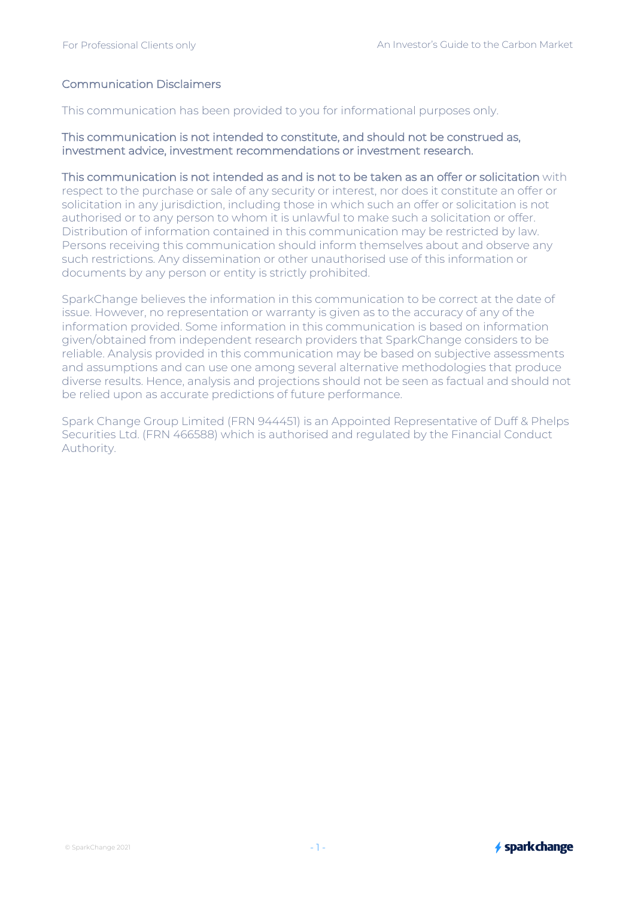## Communication Disclaimers

This communication has been provided to you for informational purposes only.

**This communication is not intended to constitute, and should not be construed as, investment advice, investment recommendations or investment research.**

**This communication is not intended as and is not to be taken as an offer or solicitation** with respect to the purchase or sale of any security or interest, nor does it constitute an offer or solicitation in any jurisdiction, including those in which such an offer or solicitation is not authorised or to any person to whom it is unlawful to make such a solicitation or offer. Distribution of information contained in this communication may be restricted by law. Persons receiving this communication should inform themselves about and observe any such restrictions. Any dissemination or other unauthorised use of this information or documents by any person or entity is strictly prohibited.

SparkChange believes the information in this communication to be correct at the date of issue. However, no representation or warranty is given as to the accuracy of any of the information provided. Some information in this communication is based on information given/obtained from independent research providers that SparkChange considers to be reliable. Analysis provided in this communication may be based on subjective assessments and assumptions and can use one among several alternative methodologies that produce diverse results. Hence, analysis and projections should not be seen as factual and should not be relied upon as accurate predictions of future performance.

Spark Change Group Limited (FRN 944451) is an Appointed Representative of Duff & Phelps Securities Ltd. (FRN 466588) which is authorised and regulated by the Financial Conduct Authority.